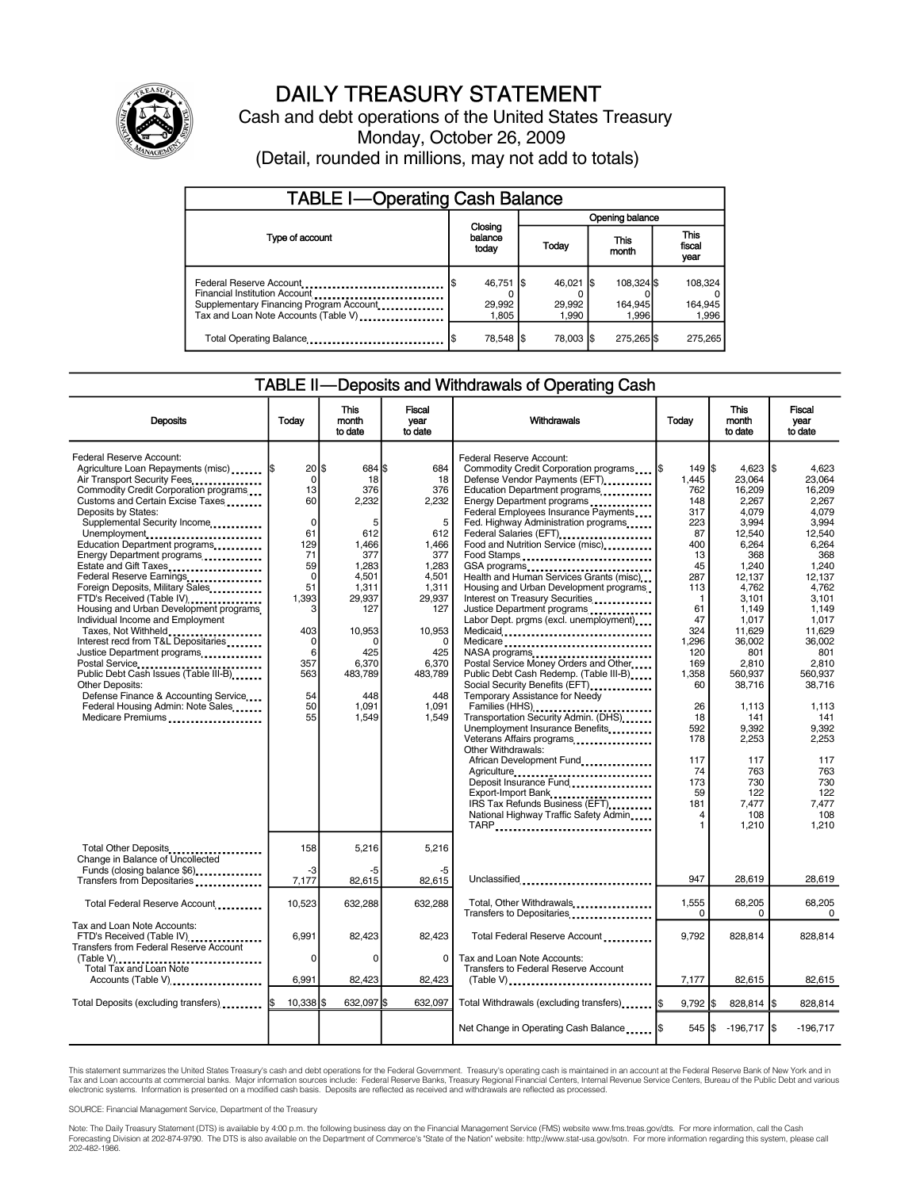# DAILY TREASURY STATEMENT

Cash and debt operations of the United States Treasury

Monday, October 26, 2009

(Detail, rounded in millions, may not add to totals)

## TABLE I—Operating Cash Balance

| Type of account | Closing balance today | Opening balance Today | Opening balance This month | Opening balance This fiscal year |
|---|---|---|---|---|
| Federal Reserve Account | $ 46,751 | $ 46,021 | $ 108,324 | $ 108,324 |
| Financial Institution Account | 0 | 0 | 0 | 0 |
| Supplementary Financing Program Account | 29,992 | 29,992 | 164,945 | 164,945 |
| Tax and Loan Note Accounts (Table V) | 1,805 | 1,990 | 1,996 | 1,996 |
| Total Operating Balance | $ 78,548 | $ 78,003 | $ 275,265 | $ 275,265 |

## TABLE II—Deposits and Withdrawals of Operating Cash

| Deposits | Today | This month to date | Fiscal year to date |
|---|---|---|---|
| Federal Reserve Account: | | | |
| Agriculture Loan Repayments (misc) | $ 20 | $ 684 | $ 684 |
| Air Transport Security Fees | 0 | 18 | 18 |
| Commodity Credit Corporation programs | 13 | 376 | 376 |
| Customs and Certain Excise Taxes | 60 | 2,232 | 2,232 |
| Deposits by States: | | | |
| Supplemental Security Income | 0 | 5 | 5 |
| Unemployment | 61 | 612 | 612 |
| Education Department programs | 129 | 1,466 | 1,466 |
| Energy Department programs | 71 | 377 | 377 |
| Estate and Gift Taxes | 59 | 1,283 | 1,283 |
| Federal Reserve Earnings | 0 | 4,501 | 4,501 |
| Foreign Deposits, Military Sales | 51 | 1,311 | 1,311 |
| FTD's Received (Table IV) | 1,393 | 29,937 | 29,937 |
| Housing and Urban Development programs | 3 | 127 | 127 |
| Individual Income and Employment Taxes, Not Withheld | 403 | 10,953 | 10,953 |
| Interest recd from T&L Depositaries | 0 | 0 | 0 |
| Justice Department programs | 6 | 425 | 425 |
| Postal Service | 357 | 6,370 | 6,370 |
| Public Debt Cash Issues (Table III-B) | 563 | 483,789 | 483,789 |
| Other Deposits: | | | |
| Defense Finance & Accounting Service | 54 | 448 | 448 |
| Federal Housing Admin: Note Sales | 50 | 1,091 | 1,091 |
| Medicare Premiums | 55 | 1,549 | 1,549 |
| Total Other Deposits | 158 | 5,216 | 5,216 |
| Change in Balance of Uncollected Funds (closing balance $6) | -3 | -5 | -5 |
| Transfers from Depositaries | 7,177 | 82,615 | 82,615 |
| Total Federal Reserve Account | 10,523 | 632,288 | 632,288 |
| Tax and Loan Note Accounts: | | | |
| FTD's Received (Table IV) | 6,991 | 82,423 | 82,423 |
| Transfers from Federal Reserve Account (Table V) | 0 | 0 | 0 |
| Total Tax and Loan Note Accounts (Table V) | 6,991 | 82,423 | 82,423 |
| Total Deposits (excluding transfers) | $ 10,338 | $ 632,097 | $ 632,097 |

| Withdrawals | Today | This month to date | Fiscal year to date |
|---|---|---|---|
| Federal Reserve Account: | | | |
| Commodity Credit Corporation programs | $ 149 | $ 4,623 | $ 4,623 |
| Defense Vendor Payments (EFT) | 1,445 | 23,064 | 23,064 |
| Education Department programs | 762 | 16,209 | 16,209 |
| Energy Department programs | 148 | 2,267 | 2,267 |
| Federal Employees Insurance Payments | 317 | 4,079 | 4,079 |
| Fed. Highway Administration programs | 223 | 3,994 | 3,994 |
| Federal Salaries (EFT) | 87 | 12,540 | 12,540 |
| Food and Nutrition Service (misc) | 400 | 6,264 | 6,264 |
| Food Stamps | 13 | 368 | 368 |
| GSA programs | 45 | 1,240 | 1,240 |
| Health and Human Services Grants (misc) | 287 | 12,137 | 12,137 |
| Housing and Urban Development programs | 113 | 4,762 | 4,762 |
| Interest on Treasury Securities | 1 | 3,101 | 3,101 |
| Justice Department programs | 61 | 1,149 | 1,149 |
| Labor Dept. prgms (excl. unemployment) | 47 | 1,017 | 1,017 |
| Medicaid | 324 | 11,629 | 11,629 |
| Medicare | 1,296 | 36,002 | 36,002 |
| NASA programs | 120 | 801 | 801 |
| Postal Service Money Orders and Other | 169 | 2,810 | 2,810 |
| Public Debt Cash Redemp. (Table III-B) | 1,358 | 560,937 | 560,937 |
| Social Security Benefits (EFT) | 60 | 38,716 | 38,716 |
| Temporary Assistance for Needy Families (HHS) | 26 | 1,113 | 1,113 |
| Transportation Security Admin. (DHS) | 18 | 141 | 141 |
| Unemployment Insurance Benefits | 592 | 9,392 | 9,392 |
| Veterans Affairs programs | 178 | 2,253 | 2,253 |
| Other Withdrawals: | | | |
| African Development Fund | 117 | 117 | 117 |
| Agriculture | 74 | 763 | 763 |
| Deposit Insurance Fund | 173 | 730 | 730 |
| Export-Import Bank | 59 | 122 | 122 |
| IRS Tax Refunds Business (EFT) | 181 | 7,477 | 7,477 |
| National Highway Traffic Safety Admin | 4 | 108 | 108 |
| TARP | 1 | 1,210 | 1,210 |
| Unclassified | 947 | 28,619 | 28,619 |
| Total, Other Withdrawals | 1,555 | 68,205 | 68,205 |
| Transfers to Depositaries | 0 | 0 | 0 |
| Total Federal Reserve Account | 9,792 | 828,814 | 828,814 |
| Tax and Loan Note Accounts: | | | |
| Transfers to Federal Reserve Account (Table V) | 7,177 | 82,615 | 82,615 |
| Total Withdrawals (excluding transfers) | $ 9,792 | $ 828,814 | $ 828,814 |
| Net Change in Operating Cash Balance | $ 545 | $ -196,717 | $ -196,717 |

This statement summarizes the United States Treasury's cash and debt operations for the Federal Government. Treasury's operating cash is maintained in an account at the Federal Reserve Bank of New York and in Tax and Loan accounts at commercial banks. Major information sources include: Federal Reserve Banks, Treasury Regional Financial Centers, Internal Revenue Service Centers, Bureau of the Public Debt and various electronic systems. Information is presented on a modified cash basis. Deposits are reflected as received and withdrawals are reflected as processed.

SOURCE: Financial Management Service, Department of the Treasury

Note: The Daily Treasury Statement (DTS) is available by 4:00 p.m. the following business day on the Financial Management Service (FMS) website www.fms.treas.gov/dts. For more information, call the Cash Forecasting Division at 202-874-9790. The DTS is also available on the Department of Commerce's "State of the Nation" website: http://www.stat-usa.gov/sotn. For more information regarding this system, please call 202-482-1986.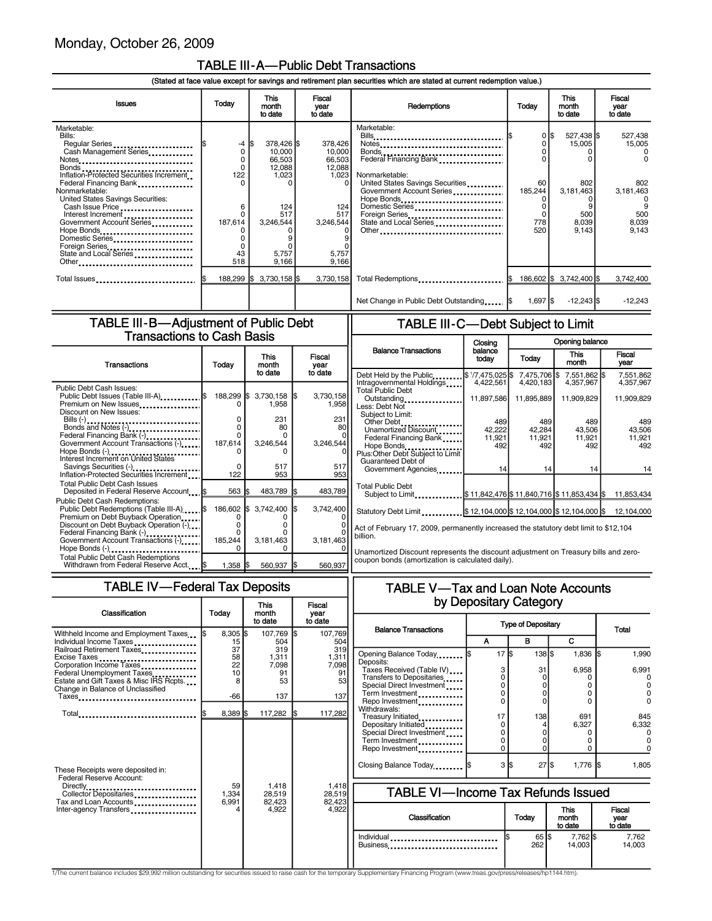Monday, October 26, 2009

## TABLE III-A—Public Debt Transactions

(Stated at face value except for savings and retirement plan securities which are stated at current redemption value.)

| Issues | Today | This month to date | Fiscal year to date | Redemptions | Today | This month to date | Fiscal year to date |
|---|---|---|---|---|---|---|---|
| Marketable: | | | | Marketable: | | | |
| Bills: | | | | Bills | $ 0 | $ 527,438 | $ 527,438 |
| Regular Series | $ -4 | $ 378,426 | $ 378,426 | Notes | 0 | 15,005 | 15,005 |
| Cash Management Series | 0 | 10,000 | 10,000 | Bonds | 0 | 0 | 0 |
| Notes | 0 | 66,503 | 66,503 | Federal Financing Bank | 0 | 0 | 0 |
| Bonds | 0 | 12,088 | 12,088 | | | | |
| Inflation-Protected Securities Increment | 122 | 1,023 | 1,023 | Nonmarketable: | | | |
| Federal Financing Bank | 0 | 0 | 0 | United States Savings Securities | 60 | 802 | 802 |
| Nonmarketable: | | | | Government Account Series | 185,244 | 3,181,463 | 3,181,463 |
| United States Savings Securities: | | | | Hope Bonds | 0 | 0 | 0 |
| Cash Issue Price | 6 | 124 | 124 | Domestic Series | 0 | 9 | 9 |
| Interest Increment | 0 | 517 | 517 | Foreign Series | 0 | 500 | 500 |
| Government Account Series | 187,614 | 3,246,544 | 3,246,544 | State and Local Series | 778 | 8,039 | 8,039 |
| Hope Bonds | 0 | 0 | 0 | Other | 520 | 9,143 | 9,143 |
| Domestic Series | 0 | 9 | 9 | | | | |
| Foreign Series | 0 | 0 | 0 | | | | |
| State and Local Series | 43 | 5,757 | 5,757 | | | | |
| Other | 518 | 9,166 | 9,166 | | | | |
| Total Issues | $ 188,299 | $ 3,730,158 | $ 3,730,158 | Total Redemptions | $ 186,602 | $ 3,742,400 | $ 3,742,400 |
| | | | | Net Change in Public Debt Outstanding | $ 1,697 | $ -12,243 | $ -12,243 |

## TABLE III-B—Adjustment of Public Debt Transactions to Cash Basis

| Transactions | Today | This month to date | Fiscal year to date |
|---|---|---|---|
| Public Debt Cash Issues: | | | |
| Public Debt Issues (Table III-A) | $ 188,299 | $ 3,730,158 | $ 3,730,158 |
| Premium on New Issues | 0 | 1,958 | 1,958 |
| Discount on New Issues: | | | |
| Bills (-) | 0 | 231 | 231 |
| Bonds and Notes (-) | 0 | 80 | 80 |
| Federal Financing Bank (-) | 0 | 0 | 0 |
| Government Account Transactions (-) | 187,614 | 3,246,544 | 3,246,544 |
| Hope Bonds (-) | 0 | 0 | 0 |
| Interest Increment on United States Savings Securities (-) | 0 | 517 | 517 |
| Inflation-Protected Securities Increment | 122 | 953 | 953 |
| Total Public Debt Cash Issues Deposited in Federal Reserve Account | $ 563 | $ 483,789 | $ 483,789 |
| Public Debt Cash Redemptions: | | | |
| Public Debt Redemptions (Table III-A) | $ 186,602 | $ 3,742,400 | $ 3,742,400 |
| Premium on Debt Buyback Operation | 0 | 0 | 0 |
| Discount on Debt Buyback Operation (-) | 0 | 0 | 0 |
| Federal Financing Bank (-) | 0 | 0 | 0 |
| Government Account Transactions (-) | 185,244 | 3,181,463 | 3,181,463 |
| Hope Bonds (-) | 0 | 0 | 0 |
| Total Public Debt Cash Redemptions Withdrawn from Federal Reserve Acct. | $ 1,358 | $ 560,937 | $ 560,937 |

## TABLE III-C—Debt Subject to Limit

| Balance Transactions | Closing balance today | Opening balance | | |
|---|---|---|---|---|
| | | Today | This month | Fiscal year |
| Debt Held by the Public | $ [1]7,475,025 | $ 7,475,706 | $ 7,551,862 | $ 7,551,862 |
| Intragovernmental Holdings | 4,422,561 | 4,420,183 | 4,357,967 | 4,357,967 |
| Total Public Debt Outstanding | 11,897,586 | 11,895,889 | 11,909,829 | 11,909,829 |
| Less: Debt Not Subject to Limit: | | | | |
| Other Debt | 489 | 489 | 489 | 489 |
| Unamortized Discount | 42,222 | 42,284 | 43,506 | 43,506 |
| Federal Financing Bank | 11,921 | 11,921 | 11,921 | 11,921 |
| Hope Bonds | 492 | 492 | 492 | 492 |
| Plus: Other Debt Subject to Limit Guaranteed Debt of Government Agencies | 14 | 14 | 14 | 14 |
| Total Public Debt Subject to Limit | $ 11,842,476 | $ 11,840,716 | $ 11,853,434 | $ 11,853,434 |
| Statutory Debt Limit | $ 12,104,000 | $ 12,104,000 | $ 12,104,000 | $ 12,104,000 |

Act of February 17, 2009, permanently increased the statutory debt limit to $12,104 billion.

Unamortized Discount represents the discount adjustment on Treasury bills and zero-coupon bonds (amortization is calculated daily).

## TABLE IV—Federal Tax Deposits

| Classification | Today | This month to date | Fiscal year to date |
|---|---|---|---|
| Withheld Income and Employment Taxes | $ 8,305 | $ 107,769 | $ 107,769 |
| Individual Income Taxes | 15 | 504 | 504 |
| Railroad Retirement Taxes | 37 | 319 | 319 |
| Excise Taxes | 58 | 1,311 | 1,311 |
| Corporation Income Taxes | 22 | 7,098 | 7,098 |
| Federal Unemployment Taxes | 10 | 91 | 91 |
| Estate and Gift Taxes & Misc IRS Rcpts. | 8 | 53 | 53 |
| Change in Balance of Unclassified Taxes | -66 | 137 | 137 |
| Total | $ 8,389 | $ 117,282 | $ 117,282 |
| These Receipts were deposited in: | | | |
| Federal Reserve Account: | | | |
| Directly | 59 | 1,418 | 1,418 |
| Collector Depositaries | 1,334 | 28,519 | 28,519 |
| Tax and Loan Accounts | 6,991 | 82,423 | 82,423 |
| Inter-agency Transfers | 4 | 4,922 | 4,922 |

## TABLE V—Tax and Loan Note Accounts by Depositary Category

| Balance Transactions | Type of Depositary | | | Total |
|---|---|---|---|---|
| | A | B | C | |
| Opening Balance Today | $ 17 | $ 138 | $ 1,836 | $ 1,990 |
| Deposits: | | | | |
| Taxes Received (Table IV) | 3 | 31 | 6,958 | 6,991 |
| Transfers to Depositaries | 0 | 0 | 0 | 0 |
| Special Direct Investment | 0 | 0 | 0 | 0 |
| Term Investment | 0 | 0 | 0 | 0 |
| Repo Investment | 0 | 0 | 0 | 0 |
| Withdrawals: | | | | |
| Treasury Initiated | 17 | 138 | 691 | 845 |
| Depositary Initiated | 0 | 4 | 6,327 | 6,332 |
| Special Direct Investment | 0 | 0 | 0 | 0 |
| Term Investment | 0 | 0 | 0 | 0 |
| Repo Investment | 0 | 0 | 0 | 0 |
| Closing Balance Today | $ 3 | $ 27 | $ 1,776 | $ 1,805 |

## TABLE VI—Income Tax Refunds Issued

| Classification | Today | This month to date | Fiscal year to date |
|---|---|---|---|
| Individual | $ 65 | $ 7,762 | $ 7,762 |
| Business | 262 | 14,003 | 14,003 |

1/The current balance includes $29,992 million outstanding for securities issued to raise cash for the temporary Supplementary Financing Program (www.treas.gov/press/releases/hp1144.htm).